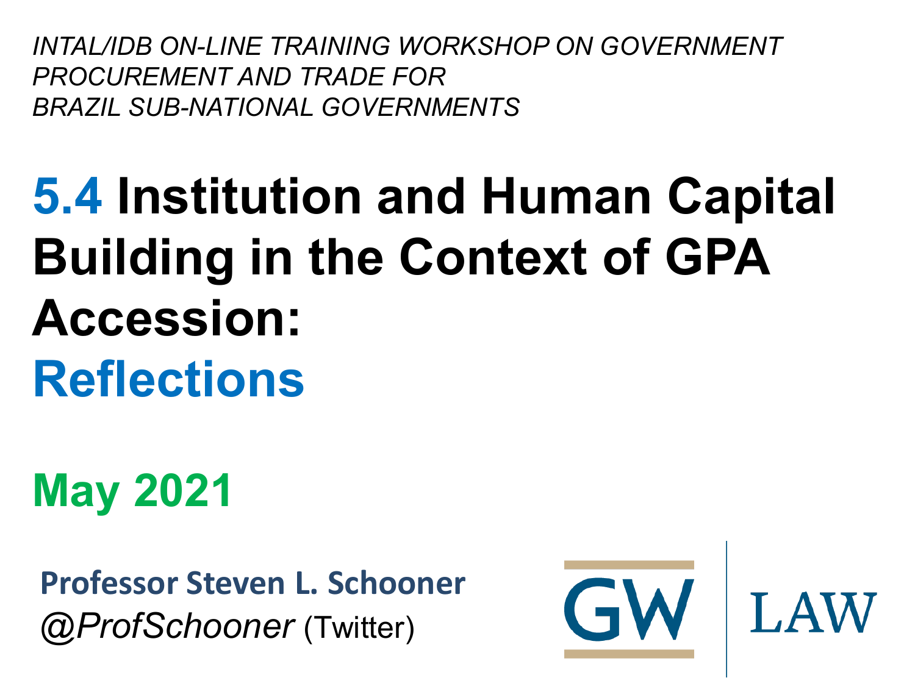*INTAL/IDB ON-LINE TRAINING WORKSHOP ON GOVERNMENT PROCUREMENT AND TRADE FOR BRAZIL SUB-NATIONAL GOVERNMENTS*

# 5.4 Institution and Human Capital Building in the Context of GPA Accession: Reflections

## May 2021

**Professor Steven L. Schooner**
*@ProfSchooner* (Twitter)

GW | LAW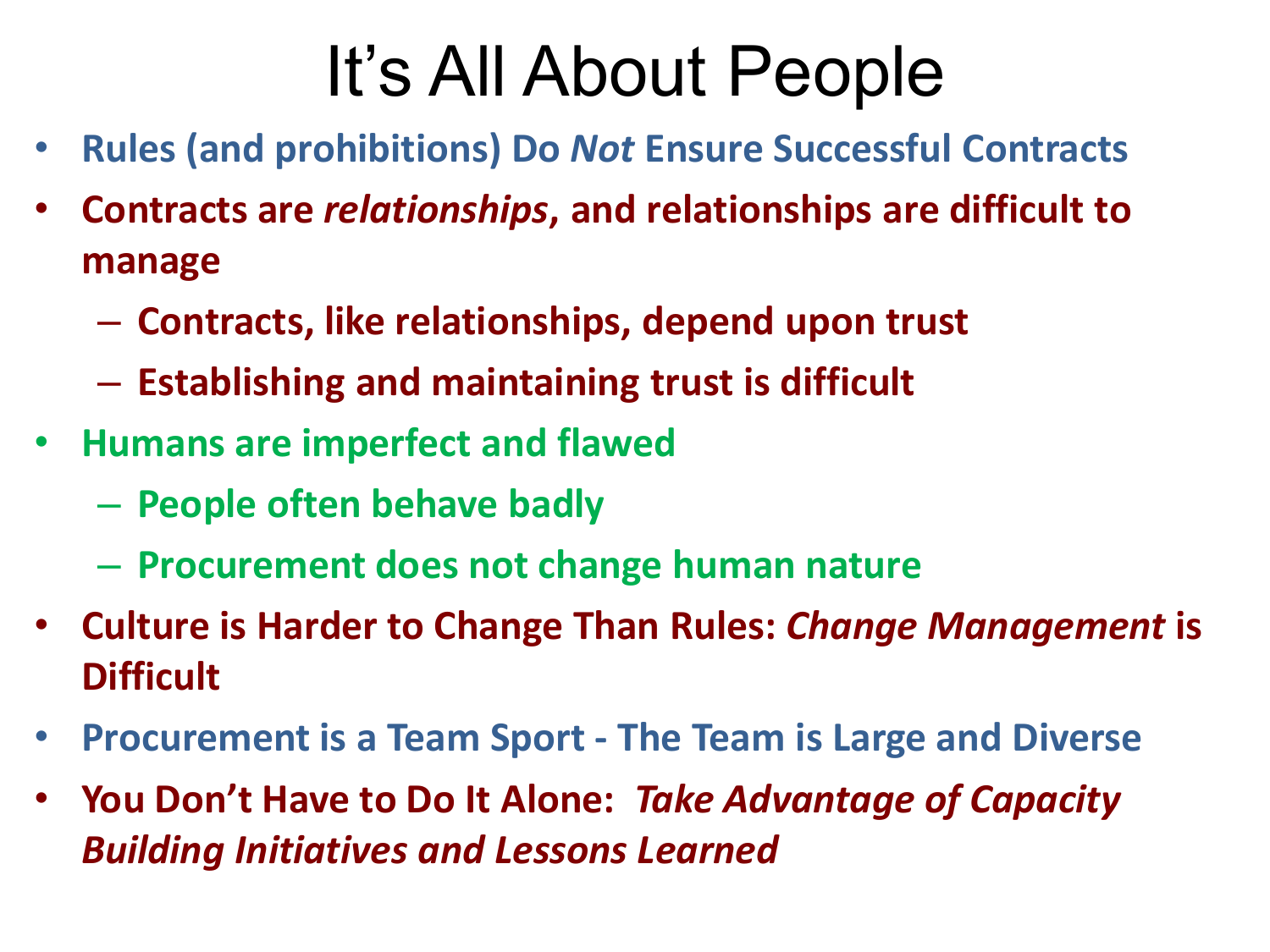# It's All About People

- **Rules (and prohibitions) Do *Not* Ensure Successful Contracts**
- **Contracts are *relationships*, and relationships are difficult to manage**
  - **Contracts, like relationships, depend upon trust**
  - **Establishing and maintaining trust is difficult**
- **Humans are imperfect and flawed**
  - **People often behave badly**
  - **Procurement does not change human nature**
- **Culture is Harder to Change Than Rules: *Change Management* is Difficult**
- **Procurement is a Team Sport - The Team is Large and Diverse**
- **You Don't Have to Do It Alone: *Take Advantage of Capacity Building Initiatives and Lessons Learned***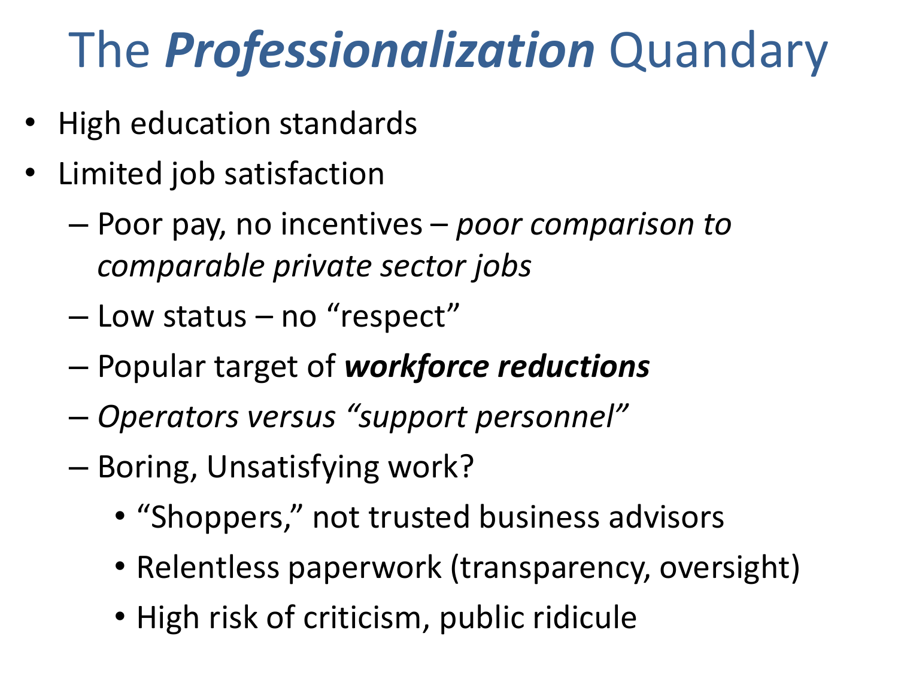# The ***Professionalization*** Quandary

- High education standards
- Limited job satisfaction
  - Poor pay, no incentives – *poor comparison to comparable private sector jobs*
  - Low status – no "respect"
  - Popular target of ***workforce reductions***
  - *Operators versus "support personnel"*
  - Boring, Unsatisfying work?
    - "Shoppers," not trusted business advisors
    - Relentless paperwork (transparency, oversight)
    - High risk of criticism, public ridicule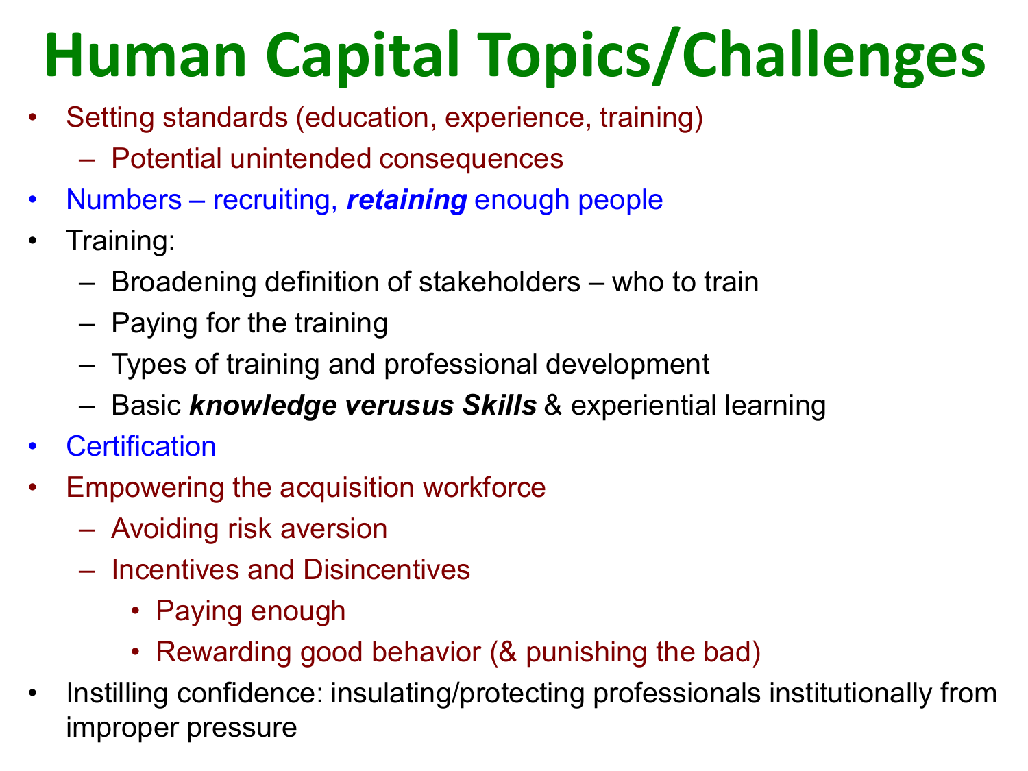# Human Capital Topics/Challenges

- Setting standards (education, experience, training)
  - Potential unintended consequences
- Numbers – recruiting, ***retaining*** enough people
- Training:
  - Broadening definition of stakeholders – who to train
  - Paying for the training
  - Types of training and professional development
  - Basic ***knowledge verusus Skills*** & experiential learning
- Certification
- Empowering the acquisition workforce
  - Avoiding risk aversion
  - Incentives and Disincentives
    - Paying enough
    - Rewarding good behavior (& punishing the bad)
- Instilling confidence: insulating/protecting professionals institutionally from improper pressure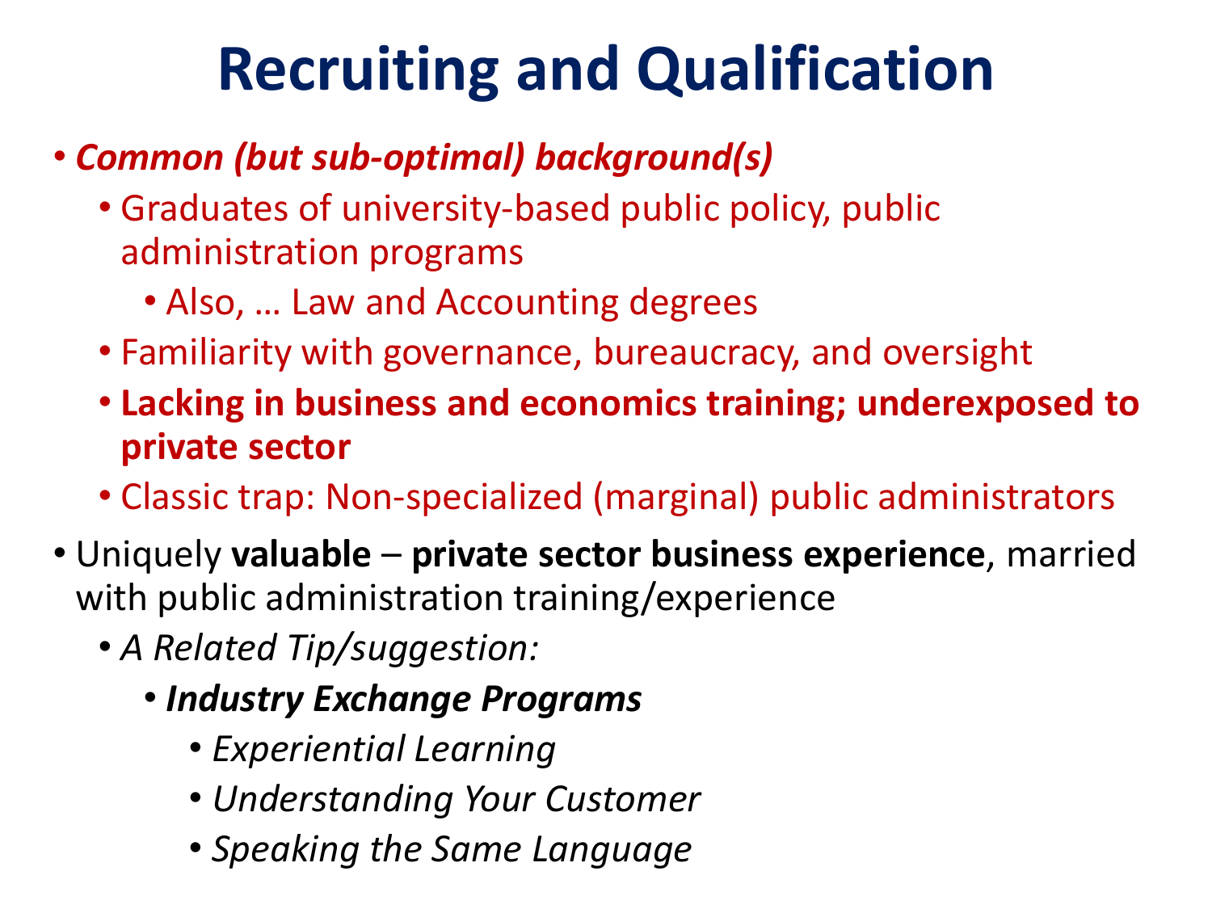# Recruiting and Qualification

- ***Common (but sub-optimal) background(s)***
  - Graduates of university-based public policy, public administration programs
    - Also, … Law and Accounting degrees
  - Familiarity with governance, bureaucracy, and oversight
  - **Lacking in business and economics training; underexposed to private sector**
  - Classic trap: Non-specialized (marginal) public administrators
- Uniquely **valuable** – **private sector business experience**, married with public administration training/experience
  - *A Related Tip/suggestion:*
    - ***Industry Exchange Programs***
      - *Experiential Learning*
      - *Understanding Your Customer*
      - *Speaking the Same Language*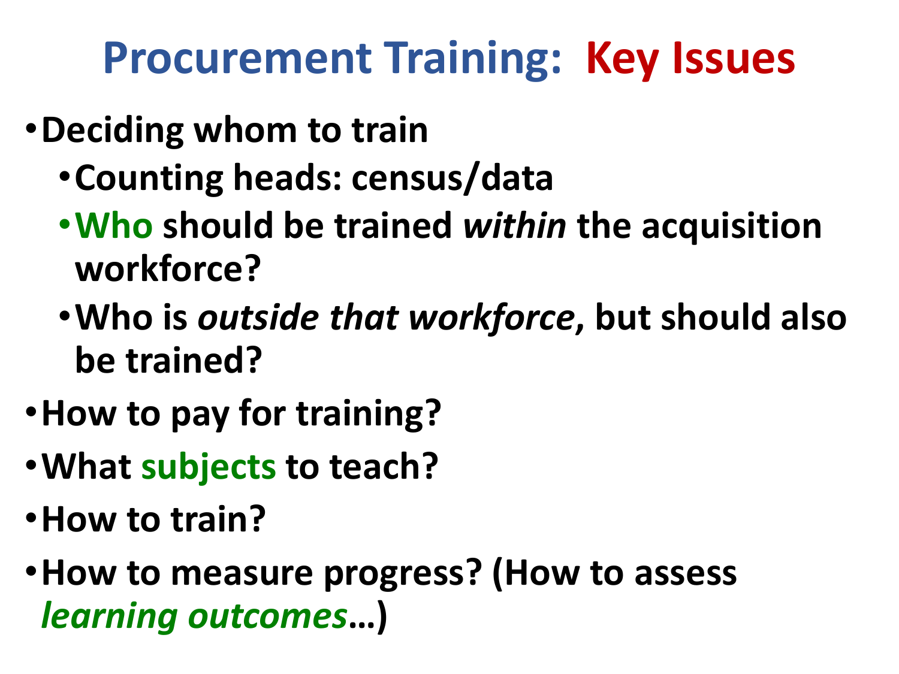# Procurement Training: Key Issues

- **Deciding whom to train**
  - **Counting heads: census/data**
  - **Who should be trained *within* the acquisition workforce?**
  - **Who is *outside that workforce*, but should also be trained?**
- **How to pay for training?**
- **What subjects to teach?**
- **How to train?**
- **How to measure progress? (How to assess *learning outcomes*…)**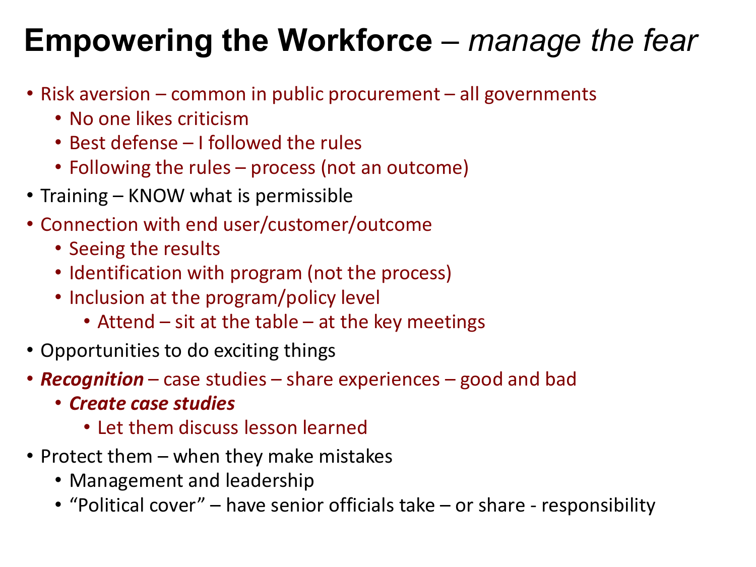# **Empowering the Workforce** – *manage the fear*

- Risk aversion – common in public procurement – all governments
  - No one likes criticism
  - Best defense – I followed the rules
  - Following the rules – process (not an outcome)
- Training – KNOW what is permissible
- Connection with end user/customer/outcome
  - Seeing the results
  - Identification with program (not the process)
  - Inclusion at the program/policy level
    - Attend – sit at the table – at the key meetings
- Opportunities to do exciting things
- ***Recognition*** – case studies – share experiences – good and bad
  - ***Create case studies***
    - Let them discuss lesson learned
- Protect them – when they make mistakes
  - Management and leadership
  - "Political cover" – have senior officials take – or share - responsibility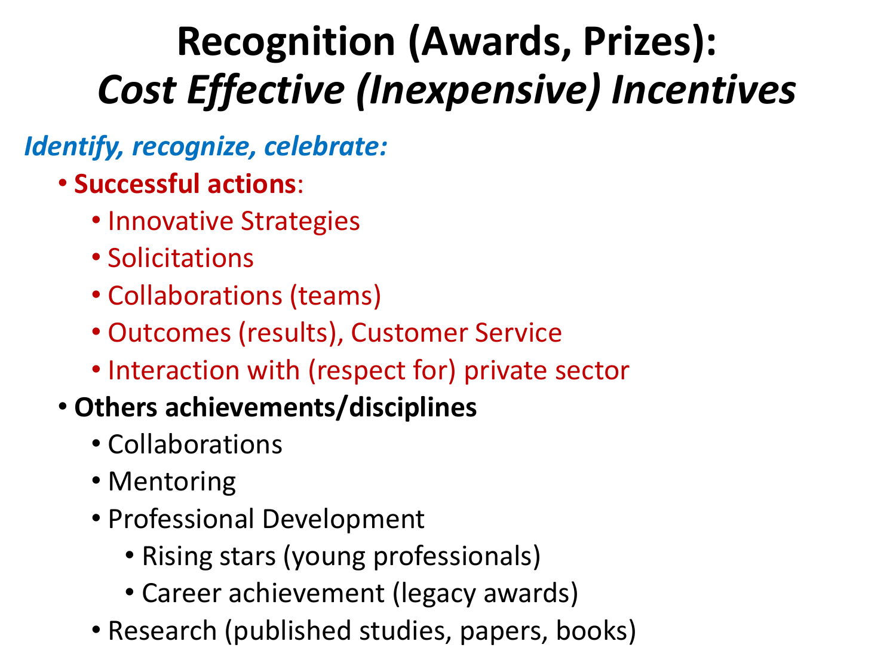# Recognition (Awards, Prizes): *Cost Effective (Inexpensive) Incentives*

***Identify, recognize, celebrate:***

- **Successful actions**:
  - Innovative Strategies
  - Solicitations
  - Collaborations (teams)
  - Outcomes (results), Customer Service
  - Interaction with (respect for) private sector
- **Others achievements/disciplines**
  - Collaborations
  - Mentoring
  - Professional Development
    - Rising stars (young professionals)
    - Career achievement (legacy awards)
  - Research (published studies, papers, books)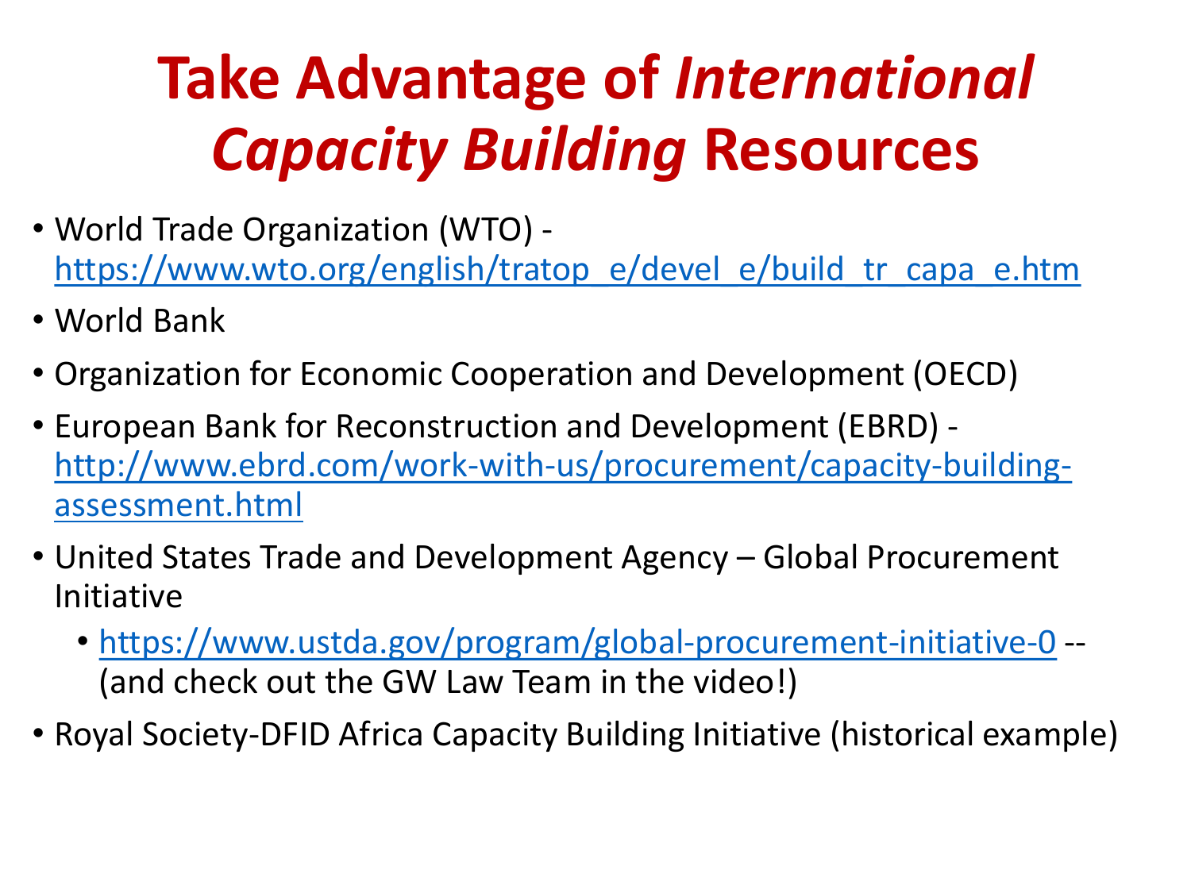# Take Advantage of *International Capacity Building* Resources

- World Trade Organization (WTO) - https://www.wto.org/english/tratop_e/devel_e/build_tr_capa_e.htm
- World Bank
- Organization for Economic Cooperation and Development (OECD)
- European Bank for Reconstruction and Development (EBRD) - http://www.ebrd.com/work-with-us/procurement/capacity-building-assessment.html
- United States Trade and Development Agency – Global Procurement Initiative
  - https://www.ustda.gov/program/global-procurement-initiative-0 -- (and check out the GW Law Team in the video!)
- Royal Society-DFID Africa Capacity Building Initiative (historical example)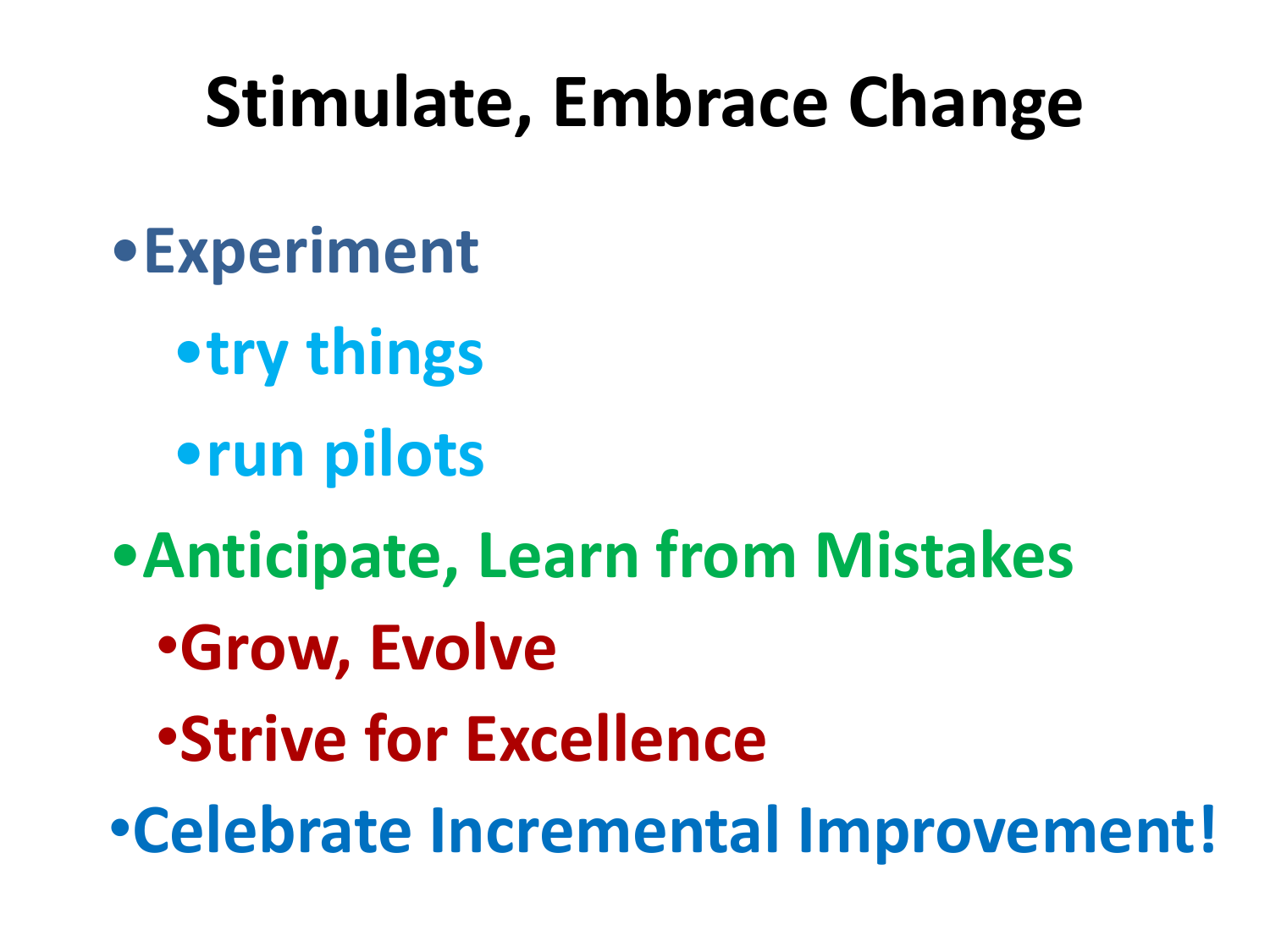# Stimulate, Embrace Change

- Experiment
  - try things
  - run pilots
- Anticipate, Learn from Mistakes
  - Grow, Evolve
  - Strive for Excellence
- Celebrate Incremental Improvement!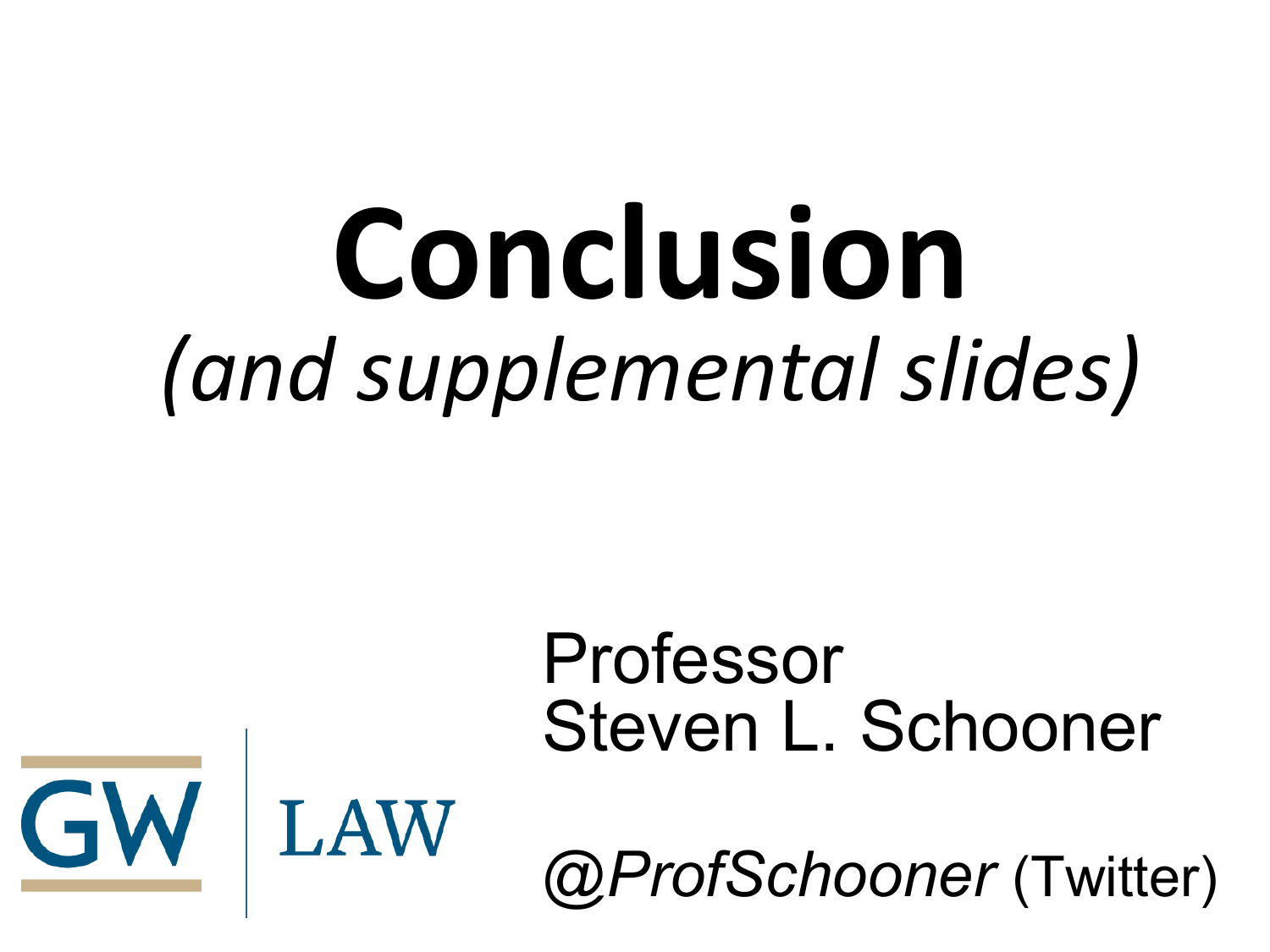# Conclusion

*(and supplemental slides)*

Professor
Steven L. Schooner

GW | LAW

*@ProfSchooner* (Twitter)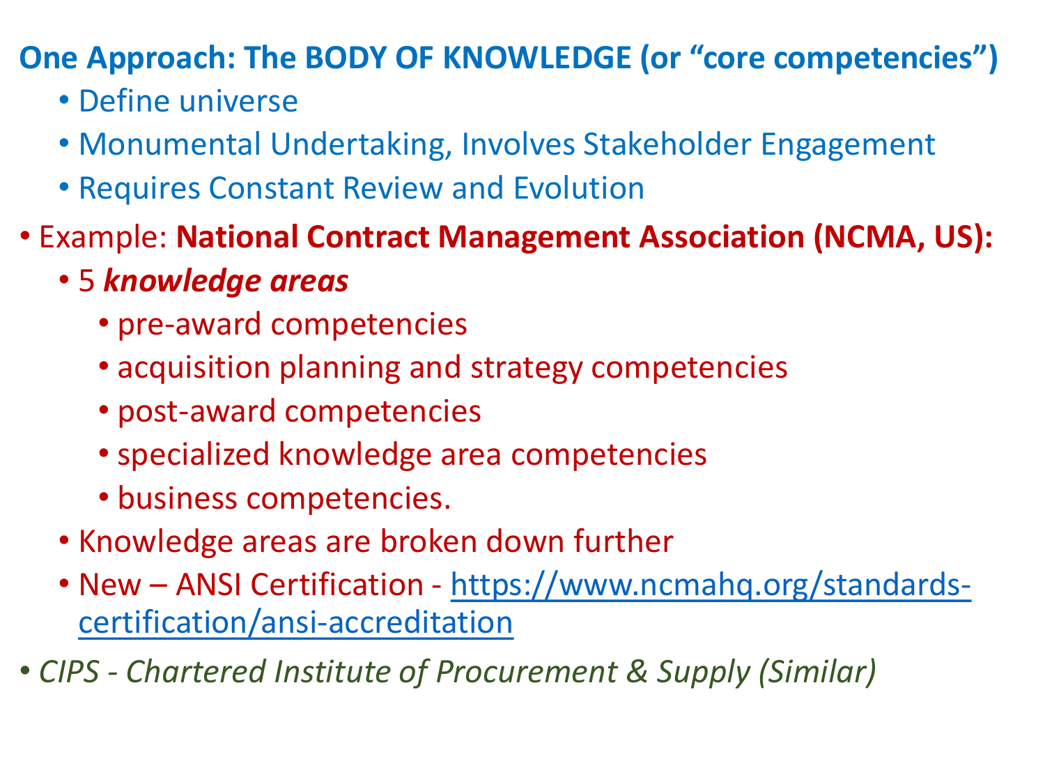## One Approach: The BODY OF KNOWLEDGE (or "core competencies")

- Define universe
- Monumental Undertaking, Involves Stakeholder Engagement
- Requires Constant Review and Evolution

- Example: **National Contract Management Association (NCMA, US):**
  - 5 ***knowledge areas***
    - pre-award competencies
    - acquisition planning and strategy competencies
    - post-award competencies
    - specialized knowledge area competencies
    - business competencies.
  - Knowledge areas are broken down further
  - New – ANSI Certification - https://www.ncmahq.org/standards-certification/ansi-accreditation
- *CIPS - Chartered Institute of Procurement & Supply (Similar)*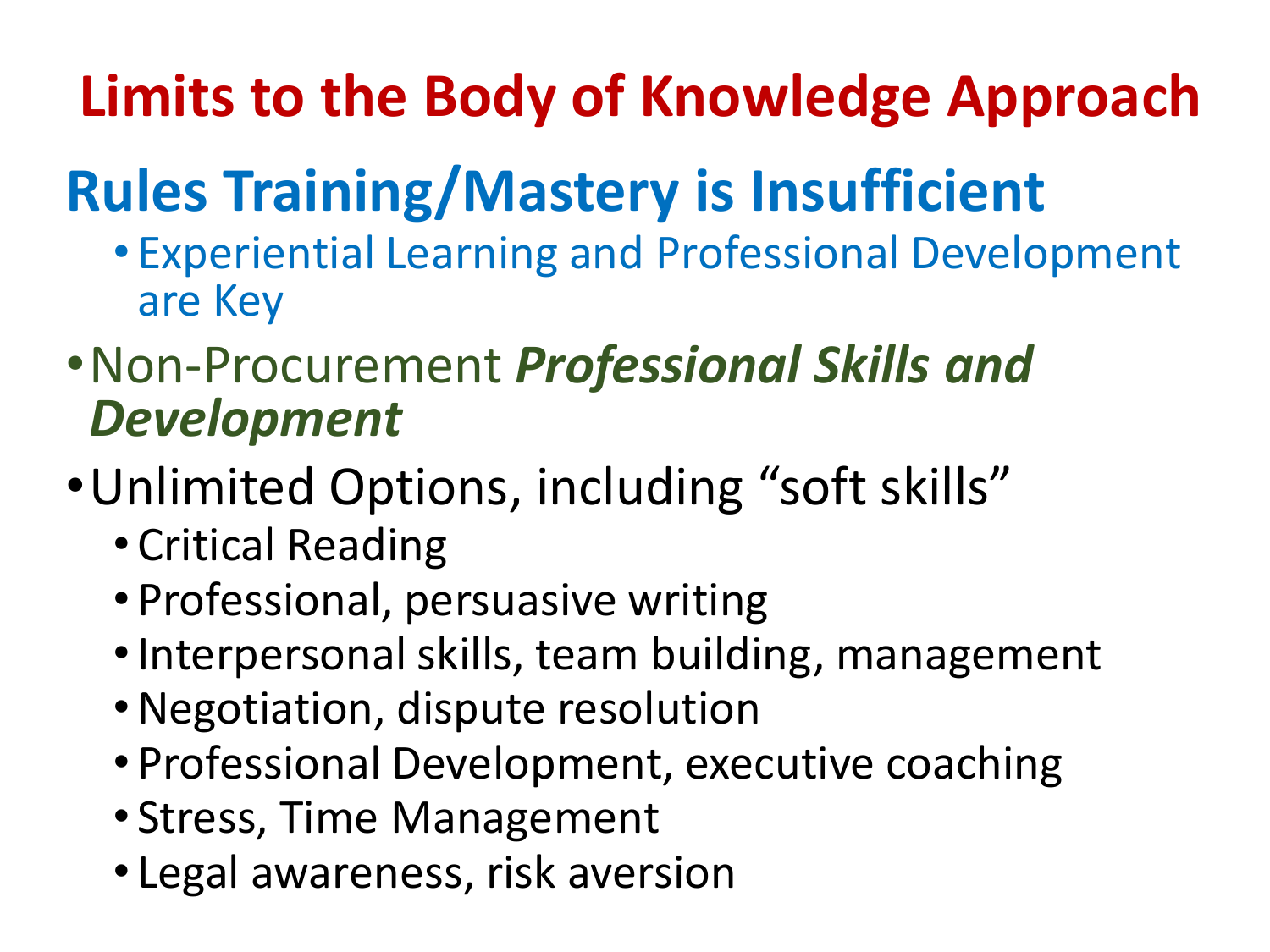# Limits to the Body of Knowledge Approach

## Rules Training/Mastery is Insufficient

- Experiential Learning and Professional Development are Key

- Non-Procurement ***Professional Skills and Development***

- Unlimited Options, including “soft skills”
  - Critical Reading
  - Professional, persuasive writing
  - Interpersonal skills, team building, management
  - Negotiation, dispute resolution
  - Professional Development, executive coaching
  - Stress, Time Management
  - Legal awareness, risk aversion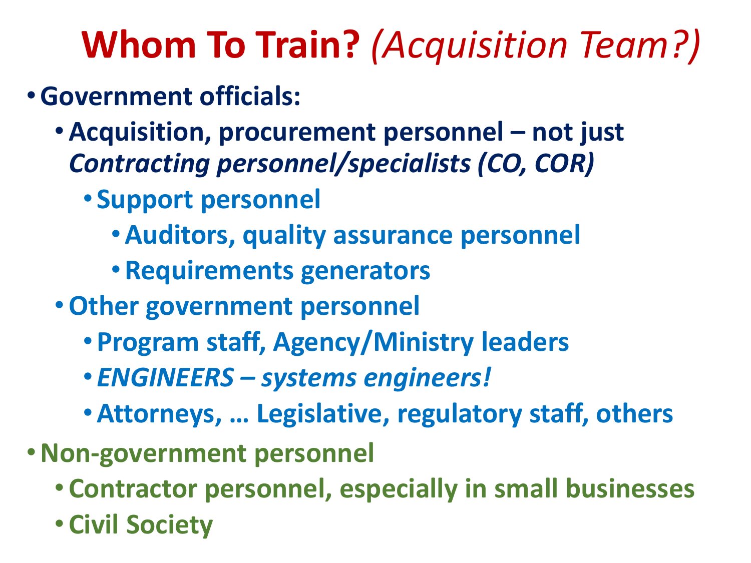# **Whom To Train?** *(Acquisition Team?)*

- **Government officials:**
  - **Acquisition, procurement personnel – not just *Contracting personnel/specialists (CO, COR)***
    - **Support personnel**
      - **Auditors, quality assurance personnel**
      - **Requirements generators**
  - **Other government personnel**
    - **Program staff, Agency/Ministry leaders**
    - ***ENGINEERS – systems engineers!***
    - **Attorneys, … Legislative, regulatory staff, others**
- **Non-government personnel**
  - **Contractor personnel, especially in small businesses**
  - **Civil Society**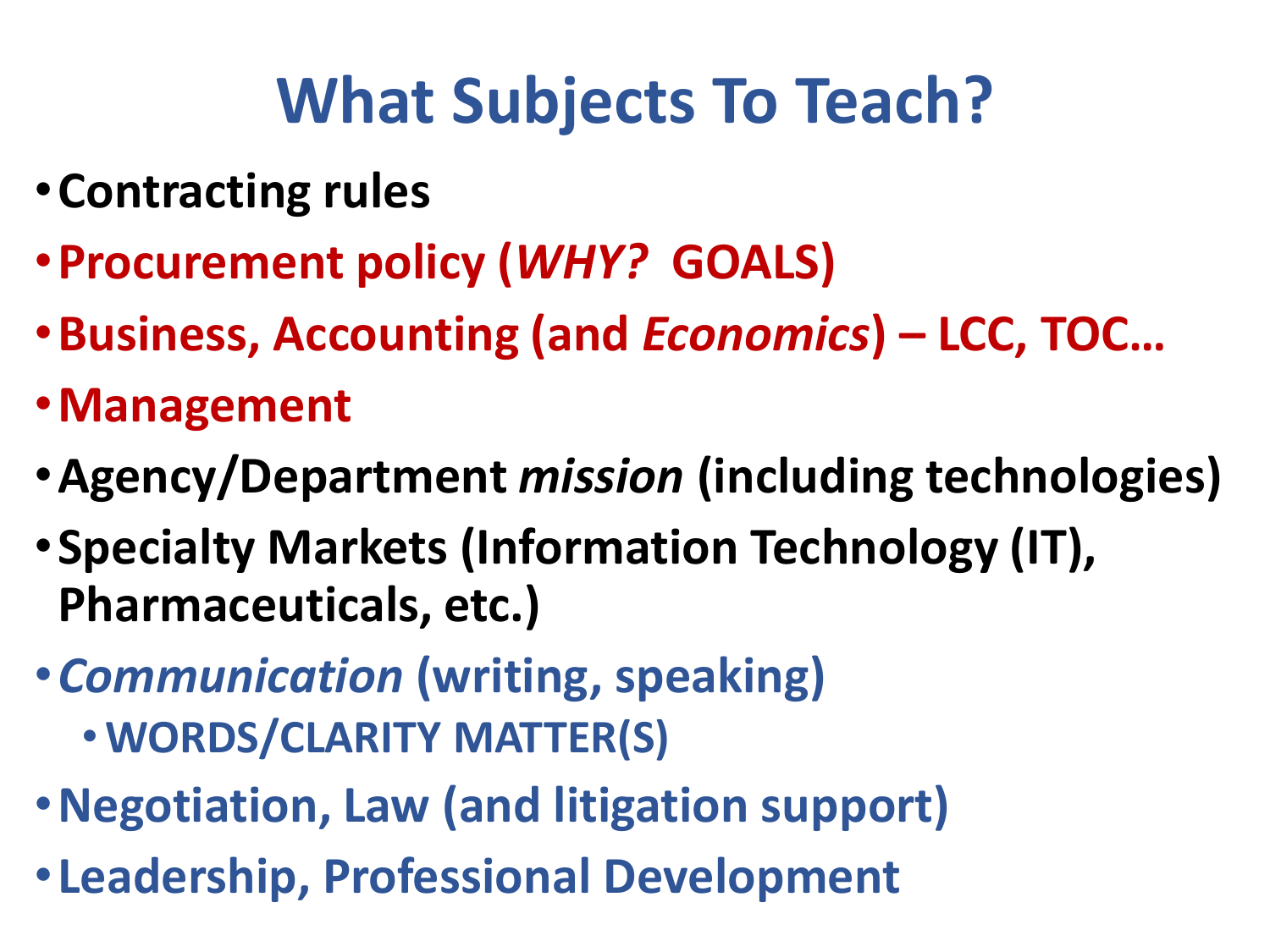# What Subjects To Teach?

- **Contracting rules**
- **Procurement policy (*WHY?* GOALS)**
- **Business, Accounting (and *Economics*) – LCC, TOC…**
- **Management**
- **Agency/Department *mission* (including technologies)**
- **Specialty Markets (Information Technology (IT), Pharmaceuticals, etc.)**
- ***Communication* (writing, speaking)**
  - **WORDS/CLARITY MATTER(S)**
- **Negotiation, Law (and litigation support)**
- **Leadership, Professional Development**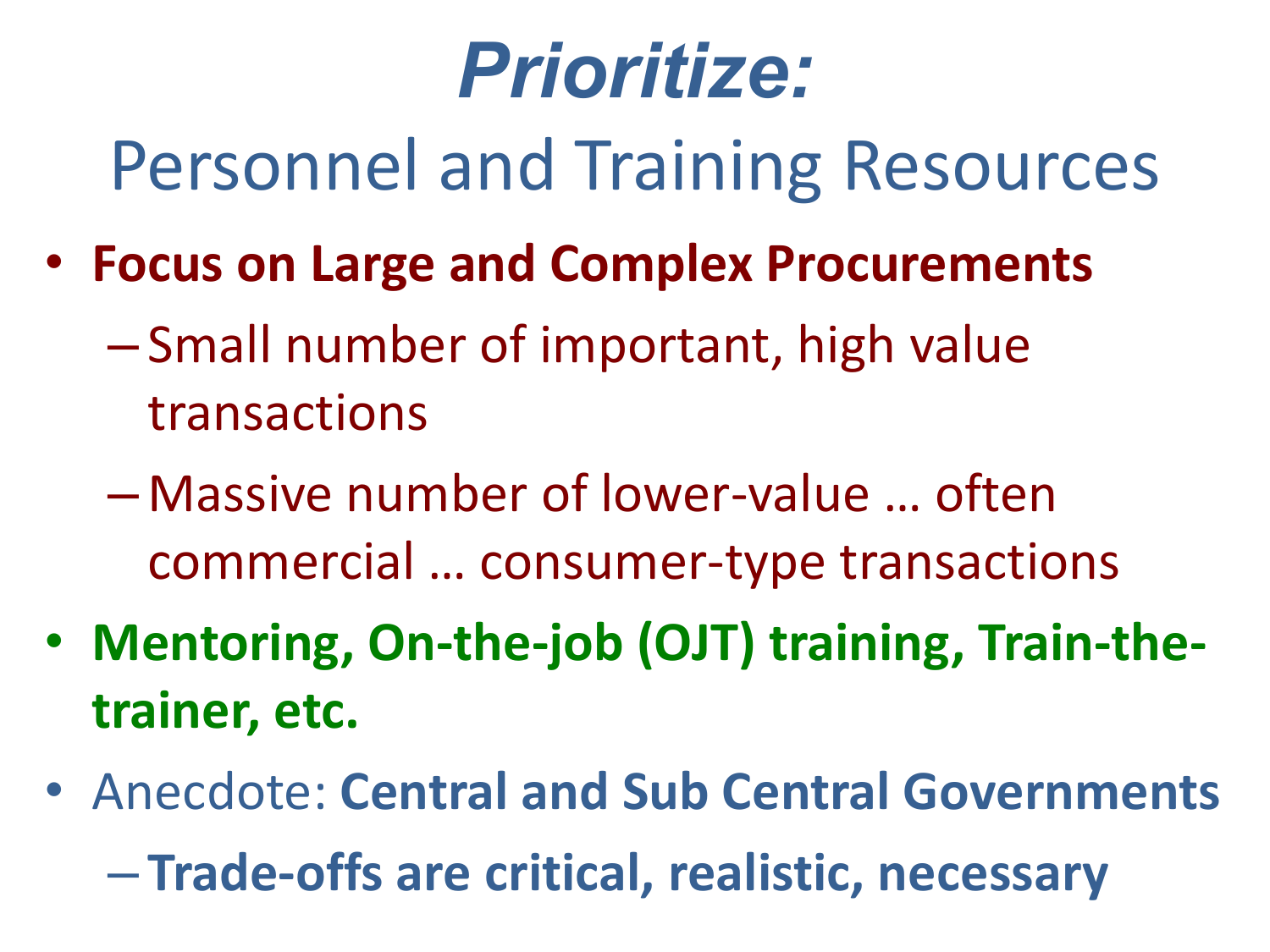# *Prioritize:*

## Personnel and Training Resources

- **Focus on Large and Complex Procurements**
  - Small number of important, high value transactions
  - Massive number of lower-value … often commercial … consumer-type transactions
- **Mentoring, On-the-job (OJT) training, Train-the-trainer, etc.**
- Anecdote: **Central and Sub Central Governments**
  - **Trade-offs are critical, realistic, necessary**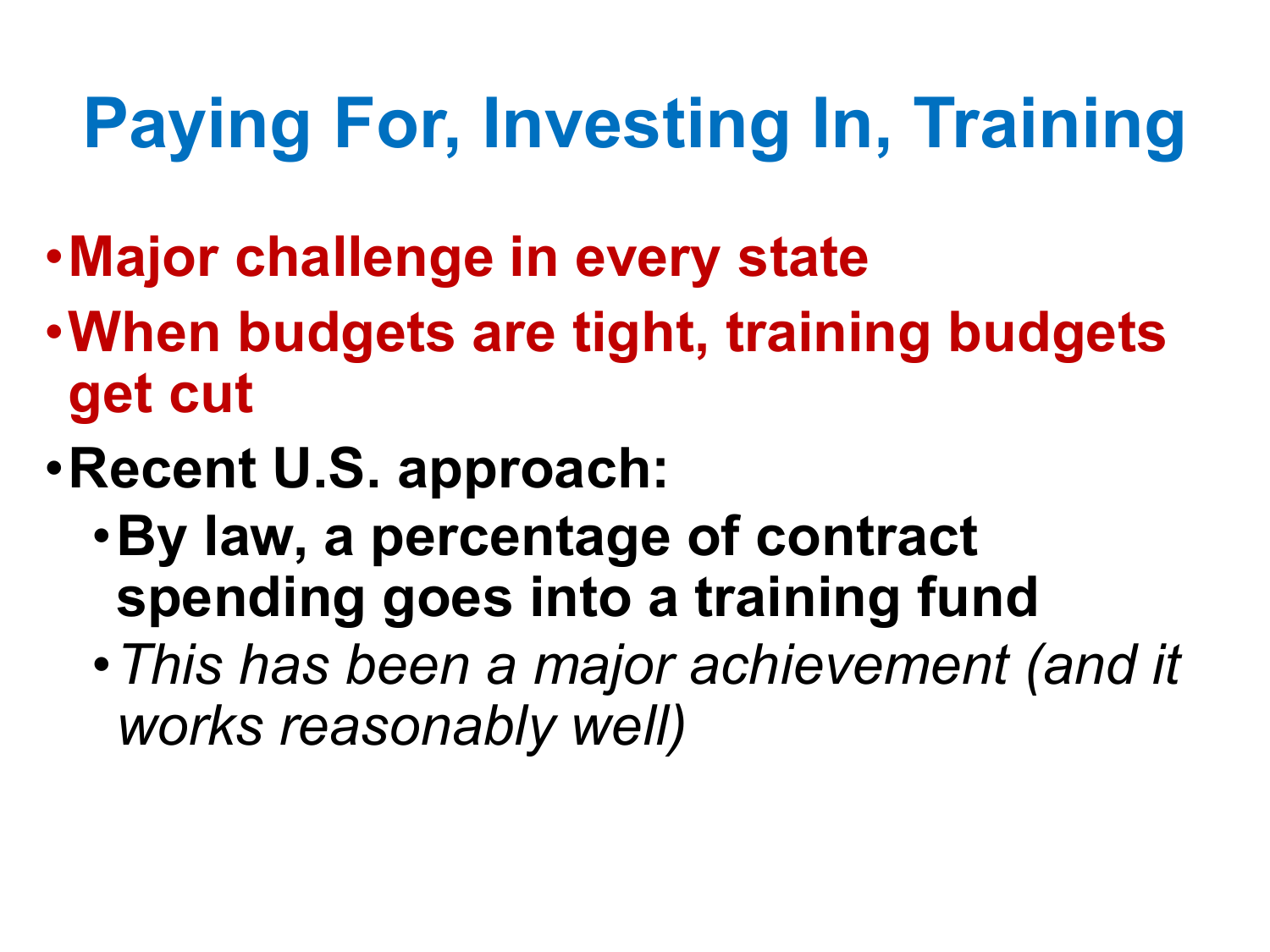# Paying For, Investing In, Training

- **Major challenge in every state**
- **When budgets are tight, training budgets get cut**
- **Recent U.S. approach:**
  - **By law, a percentage of contract spending goes into a training fund**
  - *This has been a major achievement (and it works reasonably well)*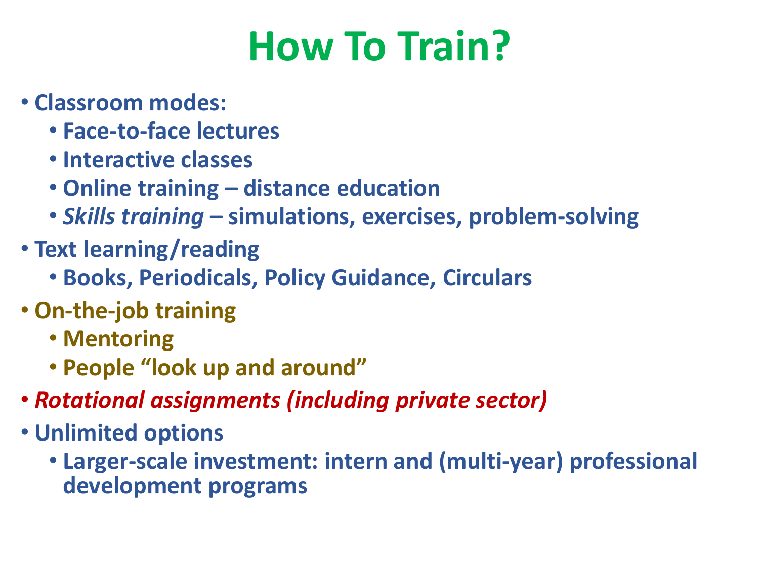# How To Train?

- Classroom modes:
  - Face-to-face lectures
  - Interactive classes
  - Online training – distance education
  - *Skills training* – simulations, exercises, problem-solving
- Text learning/reading
  - Books, Periodicals, Policy Guidance, Circulars
- On-the-job training
  - Mentoring
  - People "look up and around"
- *Rotational assignments (including private sector)*
- Unlimited options
  - Larger-scale investment: intern and (multi-year) professional development programs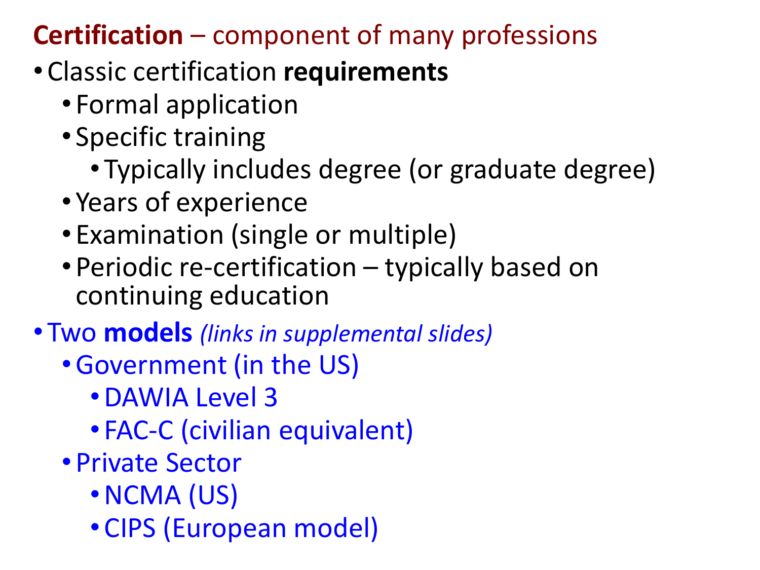## **Certification** – component of many professions

- Classic certification **requirements**
  - Formal application
  - Specific training
    - Typically includes degree (or graduate degree)
  - Years of experience
  - Examination (single or multiple)
  - Periodic re-certification – typically based on continuing education
- Two **models** *(links in supplemental slides)*
  - Government (in the US)
    - DAWIA Level 3
    - FAC-C (civilian equivalent)
  - Private Sector
    - NCMA (US)
    - CIPS (European model)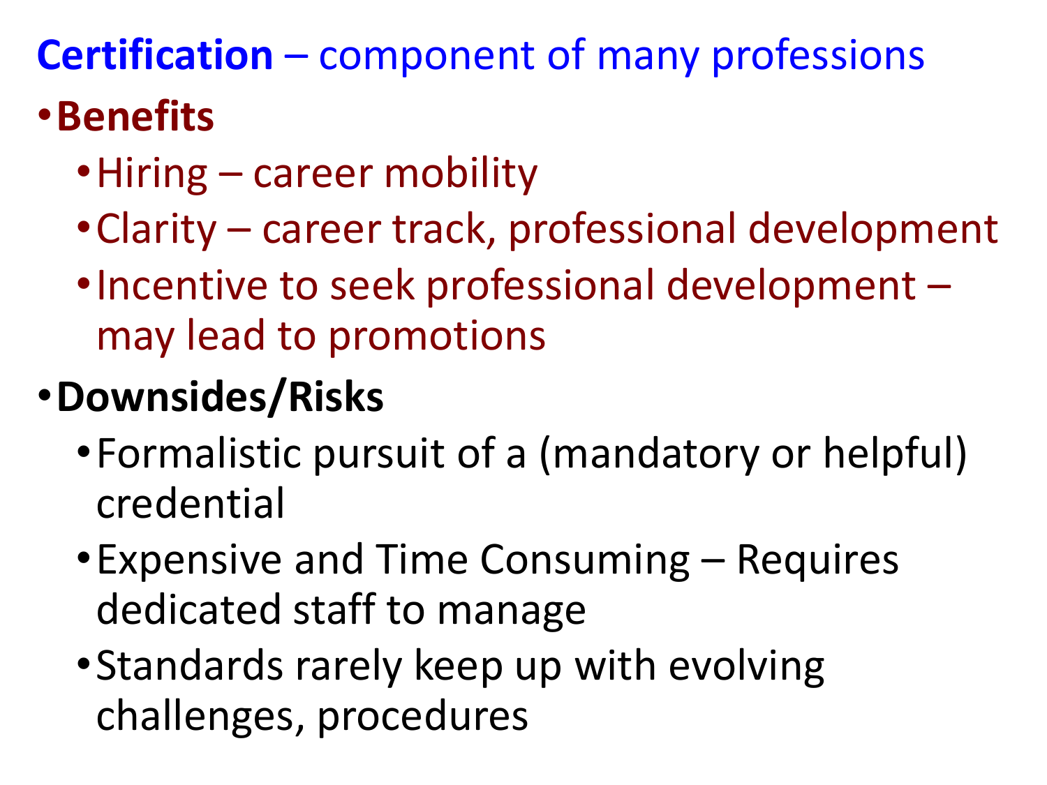**Certification** – component of many professions

- **Benefits**
  - Hiring – career mobility
  - Clarity – career track, professional development
  - Incentive to seek professional development – may lead to promotions
- **Downsides/Risks**
  - Formalistic pursuit of a (mandatory or helpful) credential
  - Expensive and Time Consuming – Requires dedicated staff to manage
  - Standards rarely keep up with evolving challenges, procedures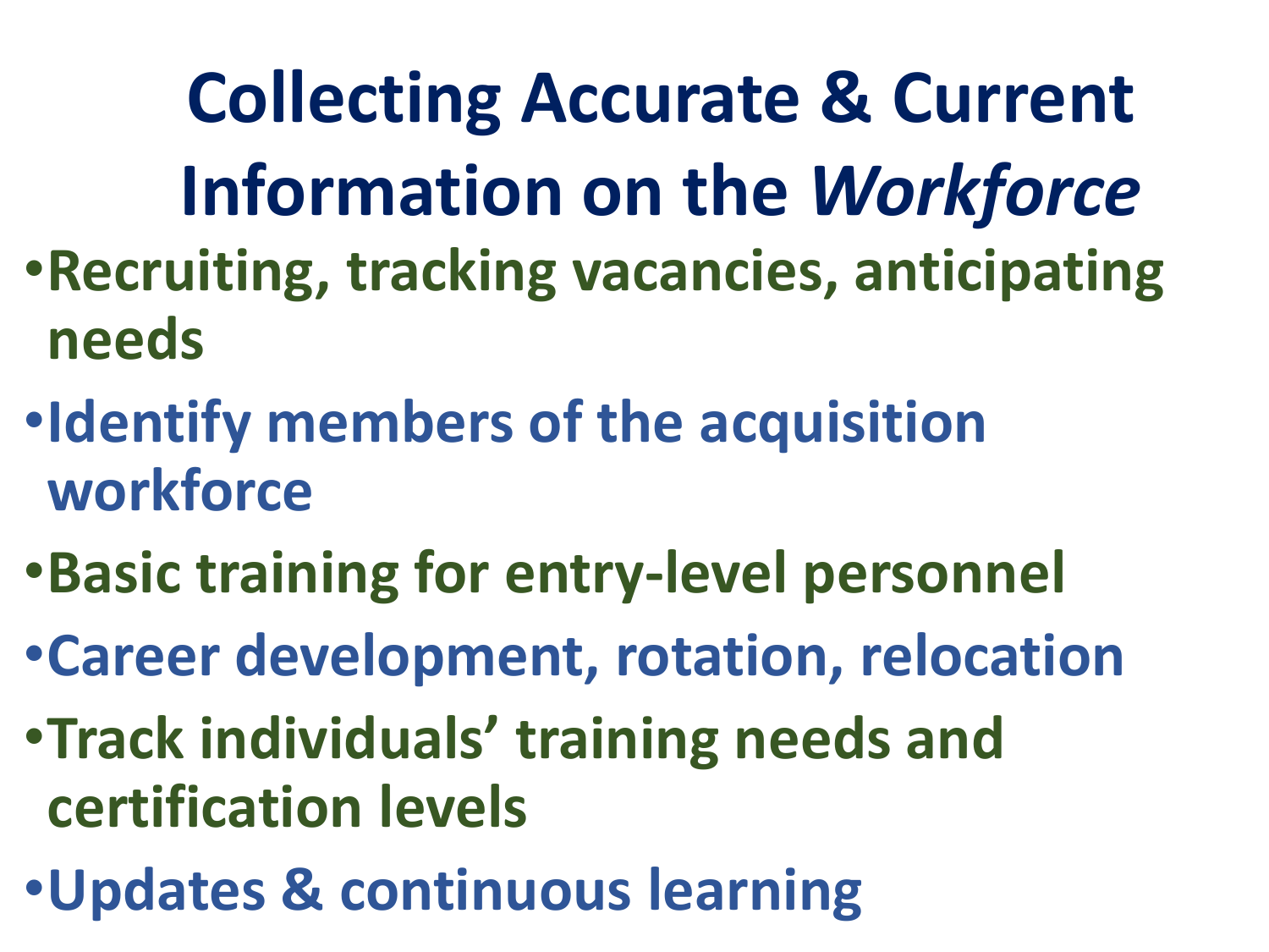# Collecting Accurate & Current Information on the *Workforce*

- Recruiting, tracking vacancies, anticipating needs
- Identify members of the acquisition workforce
- Basic training for entry-level personnel
- Career development, rotation, relocation
- Track individuals' training needs and certification levels
- Updates & continuous learning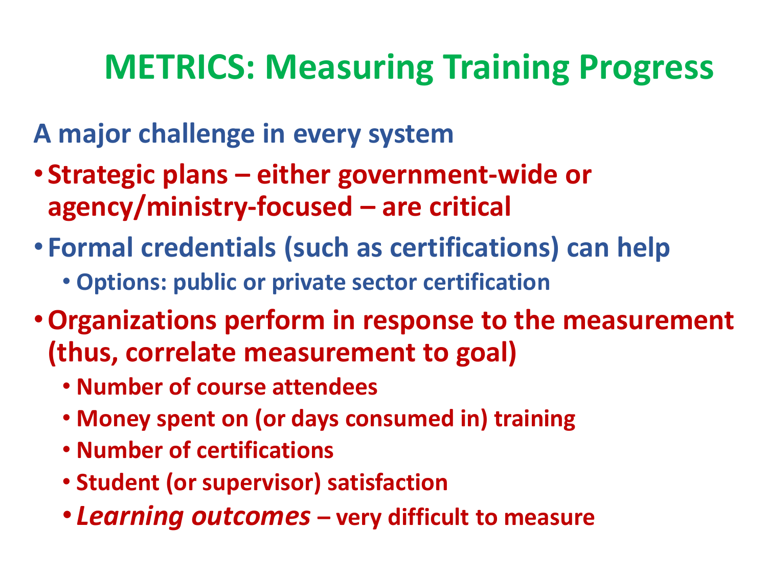# METRICS: Measuring Training Progress

**A major challenge in every system**

- **Strategic plans – either government-wide or agency/ministry-focused – are critical**
- **Formal credentials (such as certifications) can help**
  - **Options: public or private sector certification**
- **Organizations perform in response to the measurement (thus, correlate measurement to goal)**
  - **Number of course attendees**
  - **Money spent on (or days consumed in) training**
  - **Number of certifications**
  - **Student (or supervisor) satisfaction**
  - ***Learning outcomes* – very difficult to measure**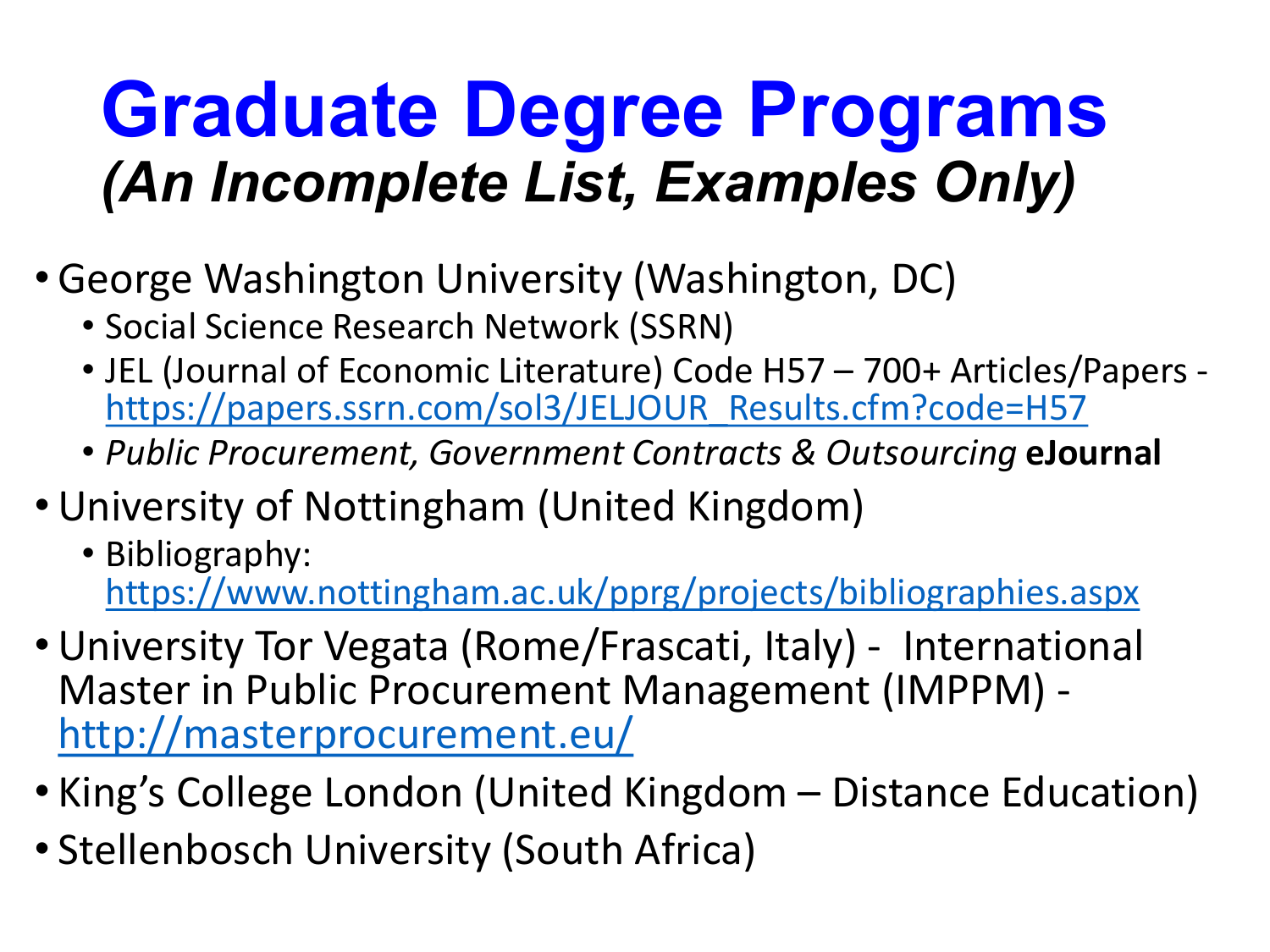# Graduate Degree Programs

## *(An Incomplete List, Examples Only)*

- George Washington University (Washington, DC)
  - Social Science Research Network (SSRN)
  - JEL (Journal of Economic Literature) Code H57 – 700+ Articles/Papers - https://papers.ssrn.com/sol3/JELJOUR_Results.cfm?code=H57
  - *Public Procurement, Government Contracts & Outsourcing* **eJournal**
- University of Nottingham (United Kingdom)
  - Bibliography: https://www.nottingham.ac.uk/pprg/projects/bibliographies.aspx
- University Tor Vegata (Rome/Frascati, Italy) - International Master in Public Procurement Management (IMPPM) - http://masterprocurement.eu/
- King's College London (United Kingdom – Distance Education)
- Stellenbosch University (South Africa)